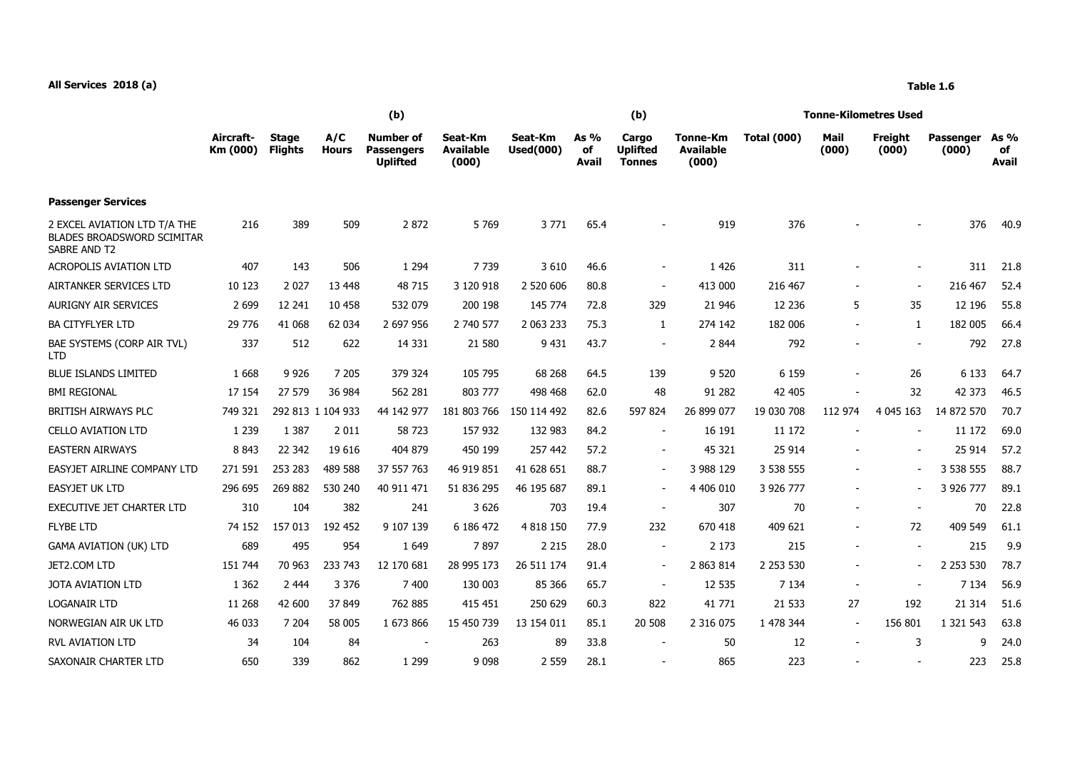**All Services 2018 (a)**

**Table 1.6**

| | Aircraft-Km (000) | Stage Flights | A/C Hours | (b) Number of Passengers Uplifted | Seat-Km Available (000) | Seat-Km Used(000) | As % of Avail | (b) Cargo Uplifted Tonnes | Tonne-Km Available (000) | Tonne-Kilometres Used Total (000) | Mail (000) | Freight (000) | Passenger (000) | As % of Avail |
|---|---|---|---|---|---|---|---|---|---|---|---|---|---|---|
| **Passenger Services** | | | | | | | | | | | | | | |
| 2 EXCEL AVIATION LTD T/A THE BLADES BROADSWORD SCIMITAR SABRE AND T2 | 216 | 389 | 509 | 2 872 | 5 769 | 3 771 | 65.4 | - | 919 | 376 | - | - | 376 | 40.9 |
| ACROPOLIS AVIATION LTD | 407 | 143 | 506 | 1 294 | 7 739 | 3 610 | 46.6 | - | 1 426 | 311 | - | - | 311 | 21.8 |
| AIRTANKER SERVICES LTD | 10 123 | 2 027 | 13 448 | 48 715 | 3 120 918 | 2 520 606 | 80.8 | - | 413 000 | 216 467 | - | - | 216 467 | 52.4 |
| AURIGNY AIR SERVICES | 2 699 | 12 241 | 10 458 | 532 079 | 200 198 | 145 774 | 72.8 | 329 | 21 946 | 12 236 | 5 | 35 | 12 196 | 55.8 |
| BA CITYFLYER LTD | 29 776 | 41 068 | 62 034 | 2 697 956 | 2 740 577 | 2 063 233 | 75.3 | 1 | 274 142 | 182 006 | - | 1 | 182 005 | 66.4 |
| BAE SYSTEMS (CORP AIR TVL) LTD | 337 | 512 | 622 | 14 331 | 21 580 | 9 431 | 43.7 | - | 2 844 | 792 | - | - | 792 | 27.8 |
| BLUE ISLANDS LIMITED | 1 668 | 9 926 | 7 205 | 379 324 | 105 795 | 68 268 | 64.5 | 139 | 9 520 | 6 159 | - | 26 | 6 133 | 64.7 |
| BMI REGIONAL | 17 154 | 27 579 | 36 984 | 562 281 | 803 777 | 498 468 | 62.0 | 48 | 91 282 | 42 405 | - | 32 | 42 373 | 46.5 |
| BRITISH AIRWAYS PLC | 749 321 | 292 813 | 1 104 933 | 44 142 977 | 181 803 766 | 150 114 492 | 82.6 | 597 824 | 26 899 077 | 19 030 708 | 112 974 | 4 045 163 | 14 872 570 | 70.7 |
| CELLO AVIATION LTD | 1 239 | 1 387 | 2 011 | 58 723 | 157 932 | 132 983 | 84.2 | - | 16 191 | 11 172 | - | - | 11 172 | 69.0 |
| EASTERN AIRWAYS | 8 843 | 22 342 | 19 616 | 404 879 | 450 199 | 257 442 | 57.2 | - | 45 321 | 25 914 | - | - | 25 914 | 57.2 |
| EASYJET AIRLINE COMPANY LTD | 271 591 | 253 283 | 489 588 | 37 557 763 | 46 919 851 | 41 628 651 | 88.7 | - | 3 988 129 | 3 538 555 | - | - | 3 538 555 | 88.7 |
| EASYJET UK LTD | 296 695 | 269 882 | 530 240 | 40 911 471 | 51 836 295 | 46 195 687 | 89.1 | - | 4 406 010 | 3 926 777 | - | - | 3 926 777 | 89.1 |
| EXECUTIVE JET CHARTER LTD | 310 | 104 | 382 | 241 | 3 626 | 703 | 19.4 | - | 307 | 70 | - | - | 70 | 22.8 |
| FLYBE LTD | 74 152 | 157 013 | 192 452 | 9 107 139 | 6 186 472 | 4 818 150 | 77.9 | 232 | 670 418 | 409 621 | - | 72 | 409 549 | 61.1 |
| GAMA AVIATION (UK) LTD | 689 | 495 | 954 | 1 649 | 7 897 | 2 215 | 28.0 | - | 2 173 | 215 | - | - | 215 | 9.9 |
| JET2.COM LTD | 151 744 | 70 963 | 233 743 | 12 170 681 | 28 995 173 | 26 511 174 | 91.4 | - | 2 863 814 | 2 253 530 | - | - | 2 253 530 | 78.7 |
| JOTA AVIATION LTD | 1 362 | 2 444 | 3 376 | 7 400 | 130 003 | 85 366 | 65.7 | - | 12 535 | 7 134 | - | - | 7 134 | 56.9 |
| LOGANAIR LTD | 11 268 | 42 600 | 37 849 | 762 885 | 415 451 | 250 629 | 60.3 | 822 | 41 771 | 21 533 | 27 | 192 | 21 314 | 51.6 |
| NORWEGIAN AIR UK LTD | 46 033 | 7 204 | 58 005 | 1 673 866 | 15 450 739 | 13 154 011 | 85.1 | 20 508 | 2 316 075 | 1 478 344 | - | 156 801 | 1 321 543 | 63.8 |
| RVL AVIATION LTD | 34 | 104 | 84 | - | 263 | 89 | 33.8 | - | 50 | 12 | - | 3 | 9 | 24.0 |
| SAXONAIR CHARTER LTD | 650 | 339 | 862 | 1 299 | 9 098 | 2 559 | 28.1 | - | 865 | 223 | - | - | 223 | 25.8 |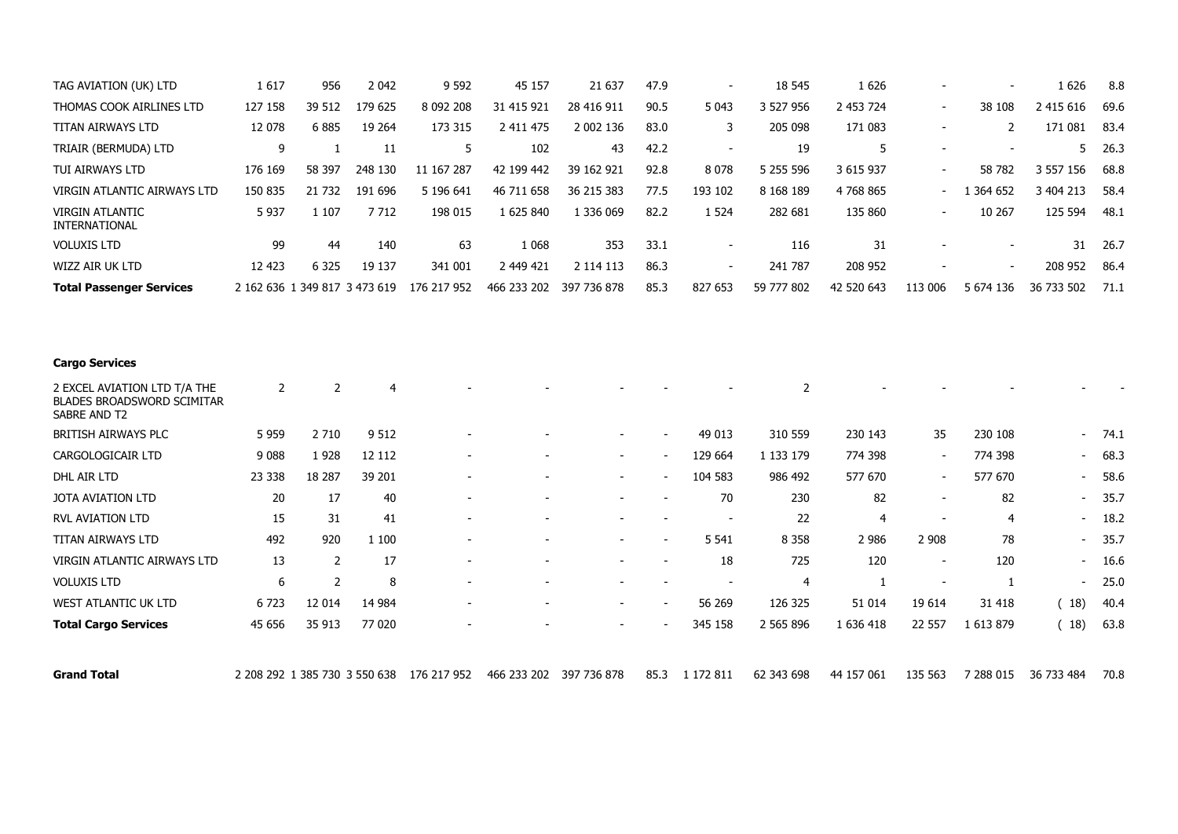| | | | | | | | | | | | | | | |
|---|---|---|---|---|---|---|---|---|---|---|---|---|---|---|
| TAG AVIATION (UK) LTD | 1 617 | 956 | 2 042 | 9 592 | 45 157 | 21 637 | 47.9 | - | 18 545 | 1 626 | - | - | 1 626 | 8.8 |
| THOMAS COOK AIRLINES LTD | 127 158 | 39 512 | 179 625 | 8 092 208 | 31 415 921 | 28 416 911 | 90.5 | 5 043 | 3 527 956 | 2 453 724 | - | 38 108 | 2 415 616 | 69.6 |
| TITAN AIRWAYS LTD | 12 078 | 6 885 | 19 264 | 173 315 | 2 411 475 | 2 002 136 | 83.0 | 3 | 205 098 | 171 083 | - | 2 | 171 081 | 83.4 |
| TRIAIR (BERMUDA) LTD | 9 | 1 | 11 | 5 | 102 | 43 | 42.2 | - | 19 | 5 | - | - | 5 | 26.3 |
| TUI AIRWAYS LTD | 176 169 | 58 397 | 248 130 | 11 167 287 | 42 199 442 | 39 162 921 | 92.8 | 8 078 | 5 255 596 | 3 615 937 | - | 58 782 | 3 557 156 | 68.8 |
| VIRGIN ATLANTIC AIRWAYS LTD | 150 835 | 21 732 | 191 696 | 5 196 641 | 46 711 658 | 36 215 383 | 77.5 | 193 102 | 8 168 189 | 4 768 865 | - | 1 364 652 | 3 404 213 | 58.4 |
| VIRGIN ATLANTIC INTERNATIONAL | 5 937 | 1 107 | 7 712 | 198 015 | 1 625 840 | 1 336 069 | 82.2 | 1 524 | 282 681 | 135 860 | - | 10 267 | 125 594 | 48.1 |
| VOLUXIS LTD | 99 | 44 | 140 | 63 | 1 068 | 353 | 33.1 | - | 116 | 31 | - | - | 31 | 26.7 |
| WIZZ AIR UK LTD | 12 423 | 6 325 | 19 137 | 341 001 | 2 449 421 | 2 114 113 | 86.3 | - | 241 787 | 208 952 | - | - | 208 952 | 86.4 |
| **Total Passenger Services** | 2 162 636 | 1 349 817 | 3 473 619 | 176 217 952 | 466 233 202 | 397 736 878 | 85.3 | 827 653 | 59 777 802 | 42 520 643 | 113 006 | 5 674 136 | 36 733 502 | 71.1 |
| | | | | | | | | | | | | | | |
| **Cargo Services** | | | | | | | | | | | | | | |
| 2 EXCEL AVIATION LTD T/A THE BLADES BROADSWORD SCIMITAR SABRE AND T2 | 2 | 2 | 4 | - | - | - | - | - | 2 | - | - | - | - | - |
| BRITISH AIRWAYS PLC | 5 959 | 2 710 | 9 512 | - | - | - | - | 49 013 | 310 559 | 230 143 | 35 | 230 108 | - | 74.1 |
| CARGOLOGICAIR LTD | 9 088 | 1 928 | 12 112 | - | - | - | - | 129 664 | 1 133 179 | 774 398 | - | 774 398 | - | 68.3 |
| DHL AIR LTD | 23 338 | 18 287 | 39 201 | - | - | - | - | 104 583 | 986 492 | 577 670 | - | 577 670 | - | 58.6 |
| JOTA AVIATION LTD | 20 | 17 | 40 | - | - | - | - | 70 | 230 | 82 | - | 82 | - | 35.7 |
| RVL AVIATION LTD | 15 | 31 | 41 | - | - | - | - | - | 22 | 4 | - | 4 | - | 18.2 |
| TITAN AIRWAYS LTD | 492 | 920 | 1 100 | - | - | - | - | 5 541 | 8 358 | 2 986 | 2 908 | 78 | - | 35.7 |
| VIRGIN ATLANTIC AIRWAYS LTD | 13 | 2 | 17 | - | - | - | - | 18 | 725 | 120 | - | 120 | - | 16.6 |
| VOLUXIS LTD | 6 | 2 | 8 | - | - | - | - | - | 4 | 1 | - | 1 | - | 25.0 |
| WEST ATLANTIC UK LTD | 6 723 | 12 014 | 14 984 | - | - | - | - | 56 269 | 126 325 | 51 014 | 19 614 | 31 418 | ( 18) | 40.4 |
| **Total Cargo Services** | 45 656 | 35 913 | 77 020 | - | - | - | - | 345 158 | 2 565 896 | 1 636 418 | 22 557 | 1 613 879 | ( 18) | 63.8 |
| | | | | | | | | | | | | | | |
| **Grand Total** | 2 208 292 | 1 385 730 | 3 550 638 | 176 217 952 | 466 233 202 | 397 736 878 | 85.3 | 1 172 811 | 62 343 698 | 44 157 061 | 135 563 | 7 288 015 | 36 733 484 | 70.8 |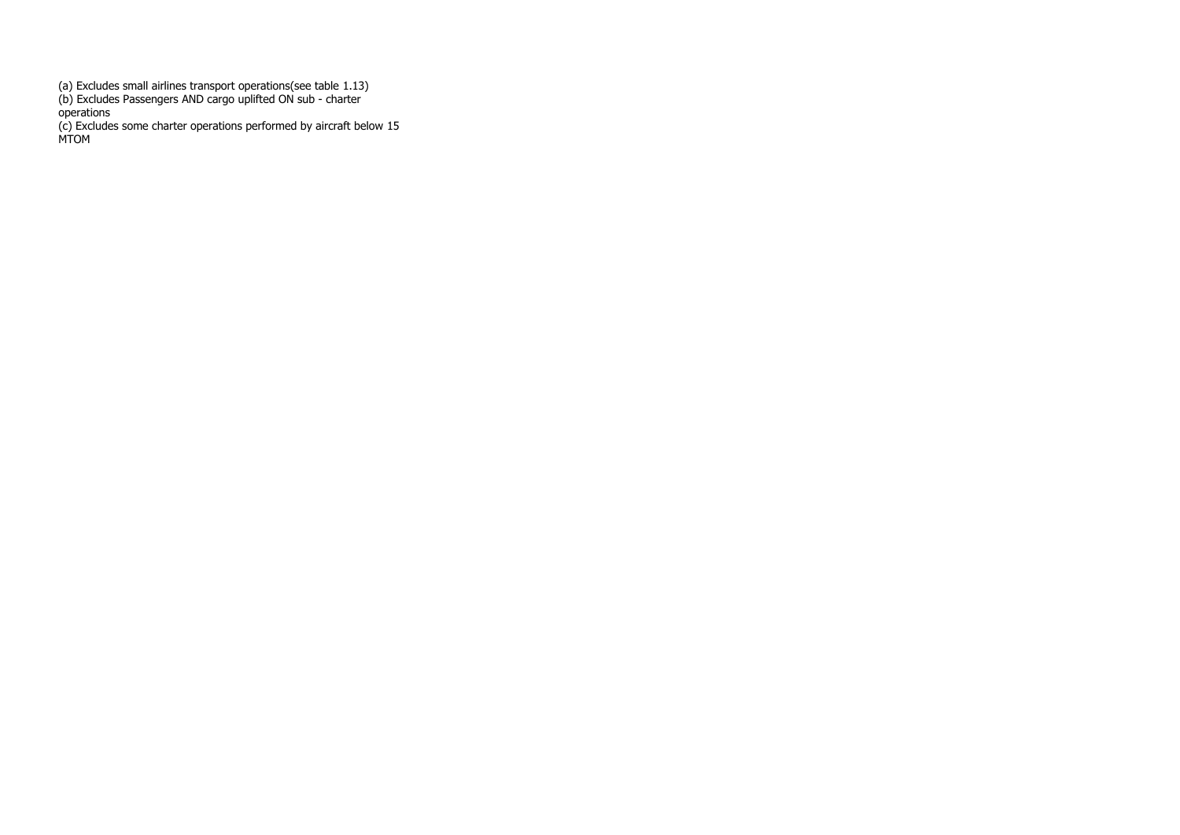(a) Excludes small airlines transport operations(see table 1.13)
(b) Excludes Passengers AND cargo uplifted ON sub - charter operations
(c) Excludes some charter operations performed by aircraft below 15 MTOM